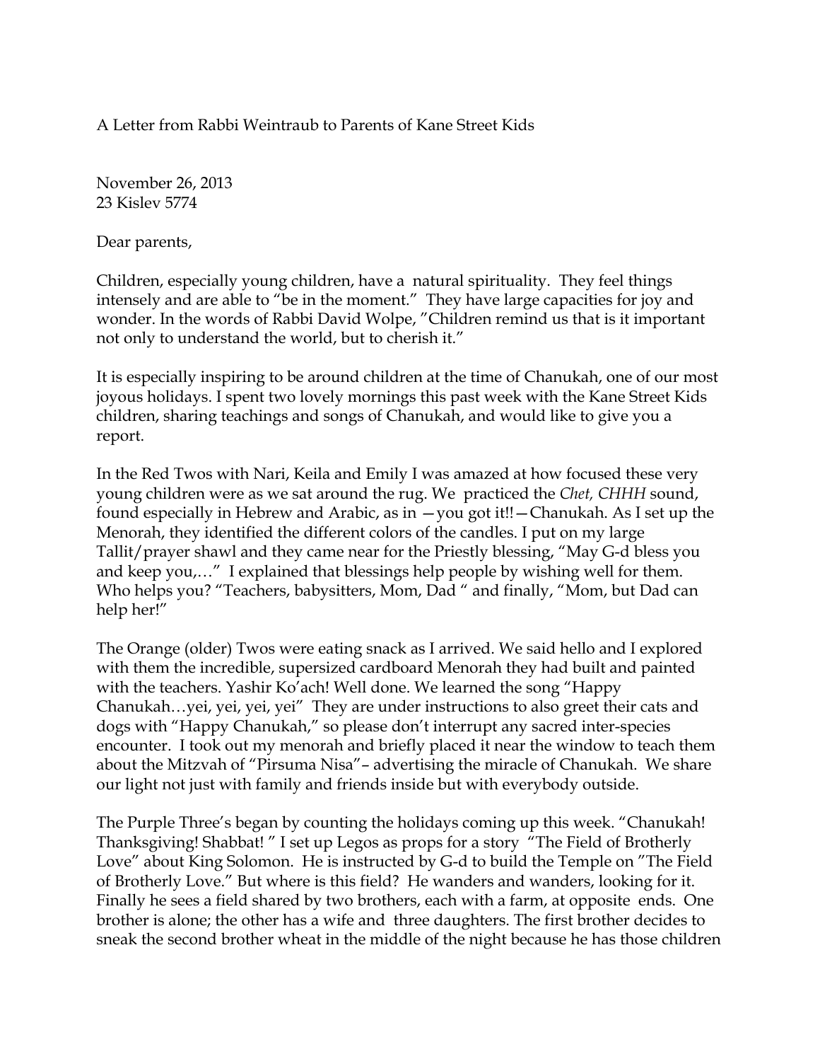A Letter from Rabbi Weintraub to Parents of Kane Street Kids

November 26, 2013
23 Kislev 5774

Dear parents,

Children, especially young children, have a natural spirituality. They feel things intensely and are able to "be in the moment." They have large capacities for joy and wonder. In the words of Rabbi David Wolpe, "Children remind us that is it important not only to understand the world, but to cherish it."

It is especially inspiring to be around children at the time of Chanukah, one of our most joyous holidays. I spent two lovely mornings this past week with the Kane Street Kids children, sharing teachings and songs of Chanukah, and would like to give you a report.

In the Red Twos with Nari, Keila and Emily I was amazed at how focused these very young children were as we sat around the rug. We practiced the *Chet, CHHH* sound, found especially in Hebrew and Arabic, as in —you got it!!—Chanukah. As I set up the Menorah, they identified the different colors of the candles. I put on my large Tallit/prayer shawl and they came near for the Priestly blessing, "May G-d bless you and keep you,…" I explained that blessings help people by wishing well for them. Who helps you? "Teachers, babysitters, Mom, Dad " and finally, "Mom, but Dad can help her!"

The Orange (older) Twos were eating snack as I arrived. We said hello and I explored with them the incredible, supersized cardboard Menorah they had built and painted with the teachers. Yashir Ko'ach! Well done. We learned the song "Happy Chanukah…yei, yei, yei, yei" They are under instructions to also greet their cats and dogs with "Happy Chanukah," so please don't interrupt any sacred inter-species encounter. I took out my menorah and briefly placed it near the window to teach them about the Mitzvah of "Pirsuma Nisa"– advertising the miracle of Chanukah. We share our light not just with family and friends inside but with everybody outside.

The Purple Three's began by counting the holidays coming up this week. "Chanukah! Thanksgiving! Shabbat! " I set up Legos as props for a story "The Field of Brotherly Love" about King Solomon. He is instructed by G-d to build the Temple on "The Field of Brotherly Love." But where is this field? He wanders and wanders, looking for it. Finally he sees a field shared by two brothers, each with a farm, at opposite ends. One brother is alone; the other has a wife and three daughters. The first brother decides to sneak the second brother wheat in the middle of the night because he has those children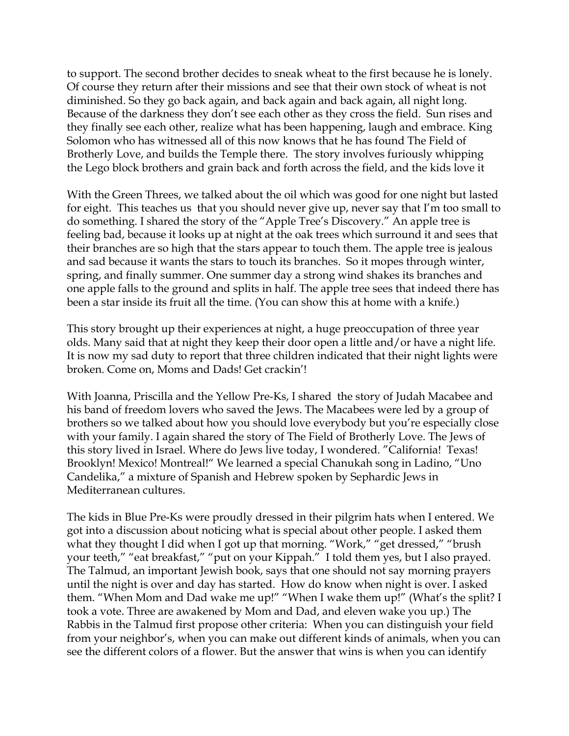to support. The second brother decides to sneak wheat to the first because he is lonely. Of course they return after their missions and see that their own stock of wheat is not diminished. So they go back again, and back again and back again, all night long. Because of the darkness they don't see each other as they cross the field. Sun rises and they finally see each other, realize what has been happening, laugh and embrace. King Solomon who has witnessed all of this now knows that he has found The Field of Brotherly Love, and builds the Temple there. The story involves furiously whipping the Lego block brothers and grain back and forth across the field, and the kids love it

With the Green Threes, we talked about the oil which was good for one night but lasted for eight. This teaches us that you should never give up, never say that I'm too small to do something. I shared the story of the "Apple Tree's Discovery." An apple tree is feeling bad, because it looks up at night at the oak trees which surround it and sees that their branches are so high that the stars appear to touch them. The apple tree is jealous and sad because it wants the stars to touch its branches. So it mopes through winter, spring, and finally summer. One summer day a strong wind shakes its branches and one apple falls to the ground and splits in half. The apple tree sees that indeed there has been a star inside its fruit all the time. (You can show this at home with a knife.)

This story brought up their experiences at night, a huge preoccupation of three year olds. Many said that at night they keep their door open a little and/or have a night life. It is now my sad duty to report that three children indicated that their night lights were broken. Come on, Moms and Dads! Get crackin'!

With Joanna, Priscilla and the Yellow Pre-Ks, I shared the story of Judah Macabee and his band of freedom lovers who saved the Jews. The Macabees were led by a group of brothers so we talked about how you should love everybody but you're especially close with your family. I again shared the story of The Field of Brotherly Love. The Jews of this story lived in Israel. Where do Jews live today, I wondered. "California! Texas! Brooklyn! Mexico! Montreal!" We learned a special Chanukah song in Ladino, "Uno Candelika," a mixture of Spanish and Hebrew spoken by Sephardic Jews in Mediterranean cultures.

The kids in Blue Pre-Ks were proudly dressed in their pilgrim hats when I entered. We got into a discussion about noticing what is special about other people. I asked them what they thought I did when I got up that morning. "Work," "get dressed," "brush your teeth," "eat breakfast," "put on your Kippah." I told them yes, but I also prayed. The Talmud, an important Jewish book, says that one should not say morning prayers until the night is over and day has started. How do know when night is over. I asked them. "When Mom and Dad wake me up!" "When I wake them up!" (What's the split? I took a vote. Three are awakened by Mom and Dad, and eleven wake you up.) The Rabbis in the Talmud first propose other criteria: When you can distinguish your field from your neighbor's, when you can make out different kinds of animals, when you can see the different colors of a flower. But the answer that wins is when you can identify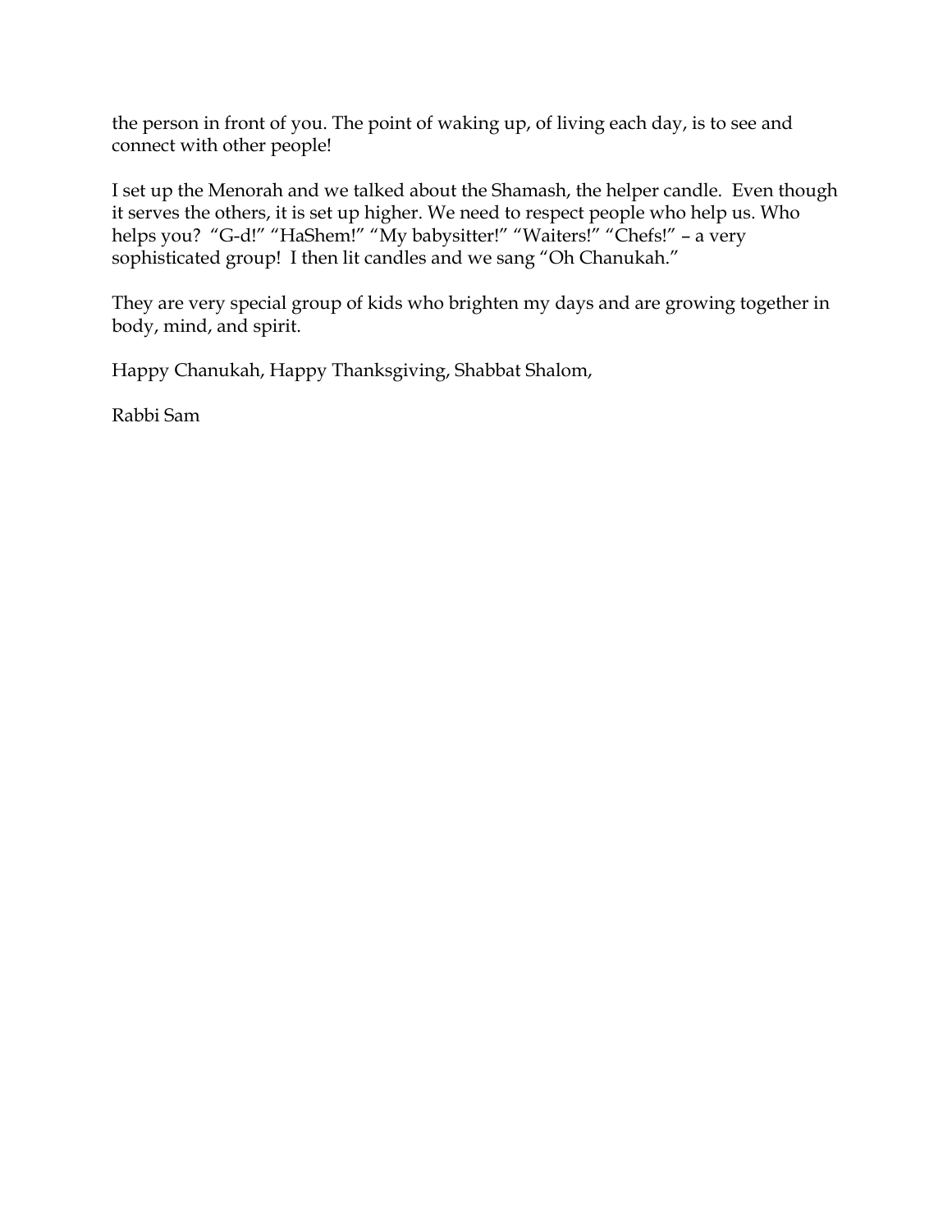the person in front of you. The point of waking up, of living each day, is to see and connect with other people!

I set up the Menorah and we talked about the Shamash, the helper candle. Even though it serves the others, it is set up higher. We need to respect people who help us. Who helps you? "G-d!" "HaShem!" "My babysitter!" "Waiters!" "Chefs!" – a very sophisticated group! I then lit candles and we sang "Oh Chanukah."

They are very special group of kids who brighten my days and are growing together in body, mind, and spirit.

Happy Chanukah, Happy Thanksgiving, Shabbat Shalom,

Rabbi Sam